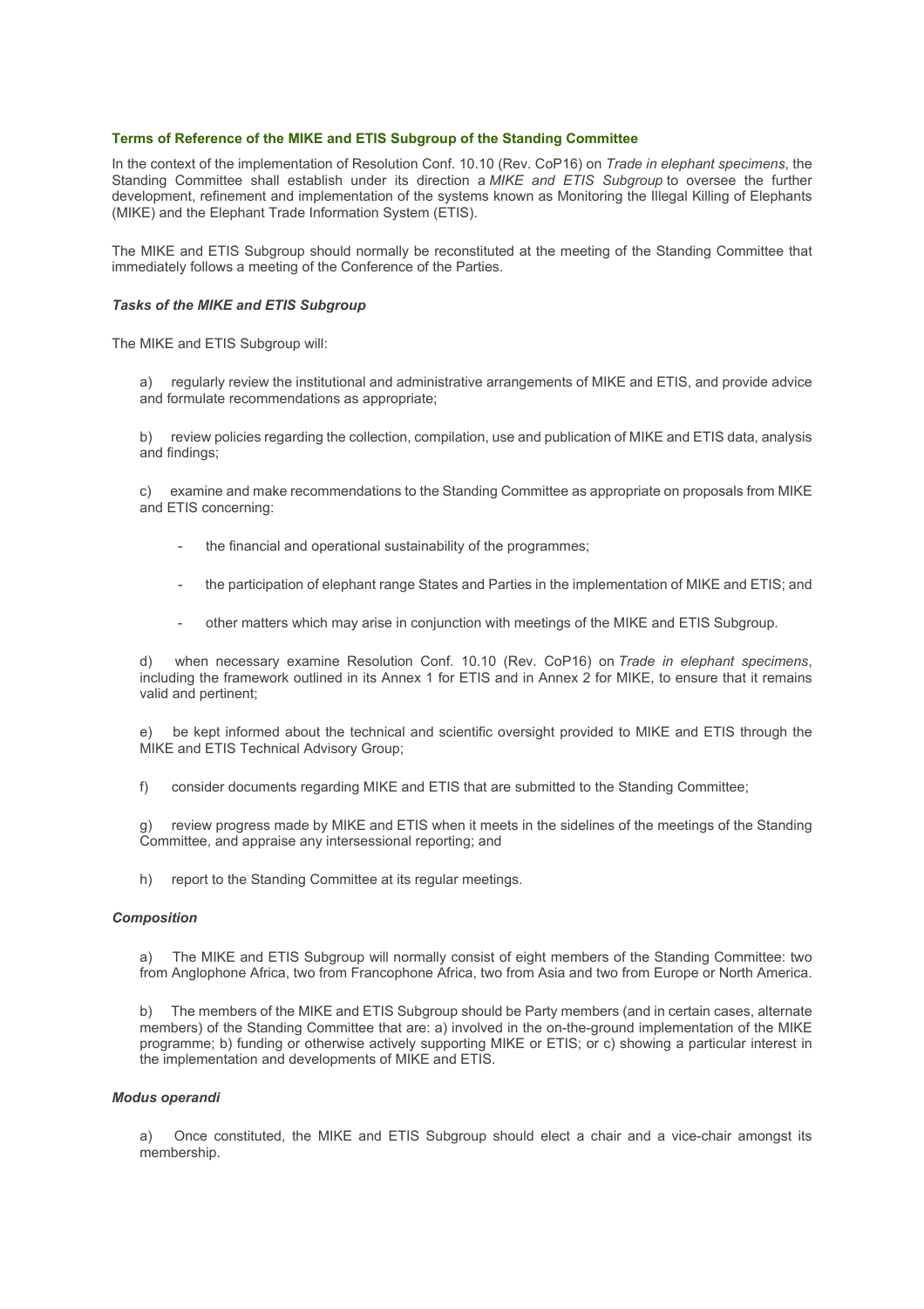## Terms of Reference of the MIKE and ETIS Subgroup of the Standing Committee

In the context of the implementation of Resolution Conf. 10.10 (Rev. CoP16) on *Trade in elephant specimens*, the Standing Committee shall establish under its direction a *MIKE and ETIS Subgroup* to oversee the further development, refinement and implementation of the systems known as Monitoring the Illegal Killing of Elephants (MIKE) and the Elephant Trade Information System (ETIS).

The MIKE and ETIS Subgroup should normally be reconstituted at the meeting of the Standing Committee that immediately follows a meeting of the Conference of the Parties.

### *Tasks of the MIKE and ETIS Subgroup*

The MIKE and ETIS Subgroup will:

a) regularly review the institutional and administrative arrangements of MIKE and ETIS, and provide advice and formulate recommendations as appropriate;

b) review policies regarding the collection, compilation, use and publication of MIKE and ETIS data, analysis and findings;

c) examine and make recommendations to the Standing Committee as appropriate on proposals from MIKE and ETIS concerning:

- the financial and operational sustainability of the programmes;
- the participation of elephant range States and Parties in the implementation of MIKE and ETIS; and
- other matters which may arise in conjunction with meetings of the MIKE and ETIS Subgroup.

d) when necessary examine Resolution Conf. 10.10 (Rev. CoP16) on *Trade in elephant specimens*, including the framework outlined in its Annex 1 for ETIS and in Annex 2 for MIKE, to ensure that it remains valid and pertinent;

e) be kept informed about the technical and scientific oversight provided to MIKE and ETIS through the MIKE and ETIS Technical Advisory Group;

f) consider documents regarding MIKE and ETIS that are submitted to the Standing Committee;

g) review progress made by MIKE and ETIS when it meets in the sidelines of the meetings of the Standing Committee, and appraise any intersessional reporting; and

h) report to the Standing Committee at its regular meetings.

### *Composition*

a) The MIKE and ETIS Subgroup will normally consist of eight members of the Standing Committee: two from Anglophone Africa, two from Francophone Africa, two from Asia and two from Europe or North America.

b) The members of the MIKE and ETIS Subgroup should be Party members (and in certain cases, alternate members) of the Standing Committee that are: a) involved in the on-the-ground implementation of the MIKE programme; b) funding or otherwise actively supporting MIKE or ETIS; or c) showing a particular interest in the implementation and developments of MIKE and ETIS.

### *Modus operandi*

a) Once constituted, the MIKE and ETIS Subgroup should elect a chair and a vice-chair amongst its membership.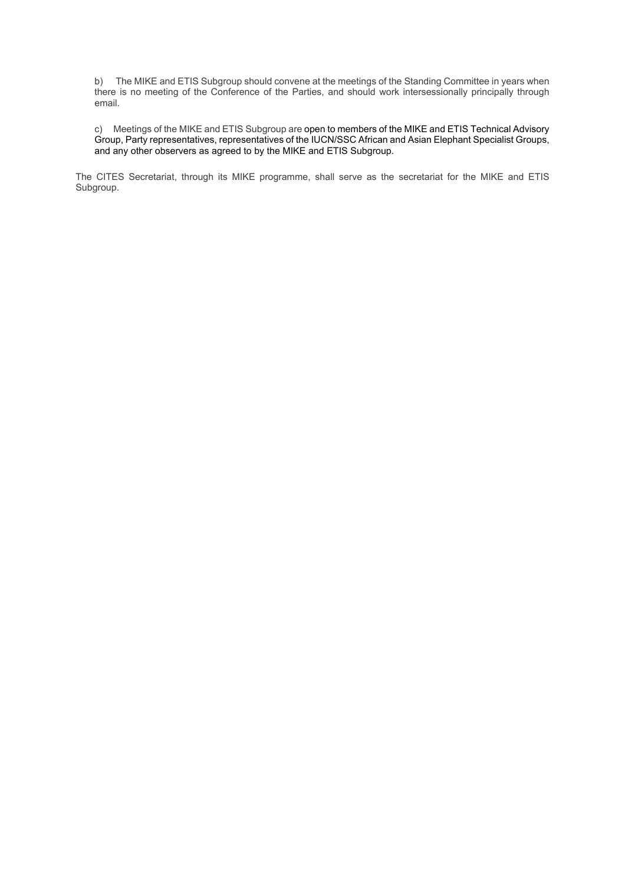b) The MIKE and ETIS Subgroup should convene at the meetings of the Standing Committee in years when there is no meeting of the Conference of the Parties, and should work intersessionally principally through email.

c) Meetings of the MIKE and ETIS Subgroup are open to members of the MIKE and ETIS Technical Advisory Group, Party representatives, representatives of the IUCN/SSC African and Asian Elephant Specialist Groups, and any other observers as agreed to by the MIKE and ETIS Subgroup.

The CITES Secretariat, through its MIKE programme, shall serve as the secretariat for the MIKE and ETIS Subgroup.